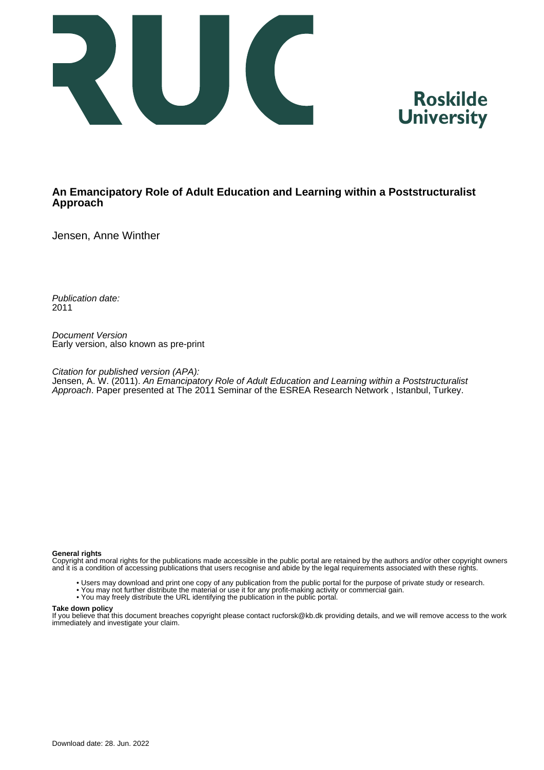Roskilde University

# An Emancipatory Role of Adult Education and Learning within a Poststructuralist Approach

Jensen, Anne Winther

*Publication date:*
2011

*Document Version*
Early version, also known as pre-print

*Citation for published version (APA):*
Jensen, A. W. (2011). *An Emancipatory Role of Adult Education and Learning within a Poststructuralist Approach*. Paper presented at The 2011 Seminar of the ESREA Research Network , Istanbul, Turkey.

**General rights**
Copyright and moral rights for the publications made accessible in the public portal are retained by the authors and/or other copyright owners and it is a condition of accessing publications that users recognise and abide by the legal requirements associated with these rights.

- Users may download and print one copy of any publication from the public portal for the purpose of private study or research.
- You may not further distribute the material or use it for any profit-making activity or commercial gain.
- You may freely distribute the URL identifying the publication in the public portal.

**Take down policy**
If you believe that this document breaches copyright please contact rucforsk@kb.dk providing details, and we will remove access to the work immediately and investigate your claim.

Download date: 28. Jun. 2022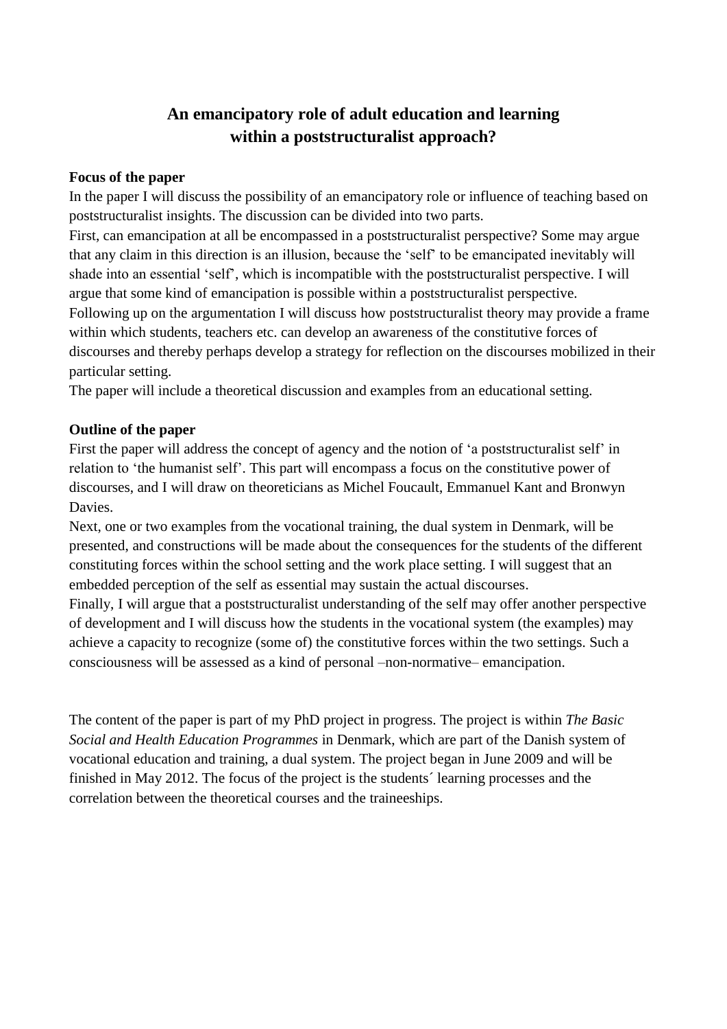# An emancipatory role of adult education and learning within a poststructuralist approach?

**Focus of the paper**

In the paper I will discuss the possibility of an emancipatory role or influence of teaching based on poststructuralist insights. The discussion can be divided into two parts.

First, can emancipation at all be encompassed in a poststructuralist perspective? Some may argue that any claim in this direction is an illusion, because the 'self' to be emancipated inevitably will shade into an essential 'self', which is incompatible with the poststructuralist perspective. I will argue that some kind of emancipation is possible within a poststructuralist perspective.

Following up on the argumentation I will discuss how poststructuralist theory may provide a frame within which students, teachers etc. can develop an awareness of the constitutive forces of discourses and thereby perhaps develop a strategy for reflection on the discourses mobilized in their particular setting.

The paper will include a theoretical discussion and examples from an educational setting.

**Outline of the paper**

First the paper will address the concept of agency and the notion of 'a poststructuralist self' in relation to 'the humanist self'. This part will encompass a focus on the constitutive power of discourses, and I will draw on theoreticians as Michel Foucault, Emmanuel Kant and Bronwyn Davies.

Next, one or two examples from the vocational training, the dual system in Denmark, will be presented, and constructions will be made about the consequences for the students of the different constituting forces within the school setting and the work place setting. I will suggest that an embedded perception of the self as essential may sustain the actual discourses.

Finally, I will argue that a poststructuralist understanding of the self may offer another perspective of development and I will discuss how the students in the vocational system (the examples) may achieve a capacity to recognize (some of) the constitutive forces within the two settings. Such a consciousness will be assessed as a kind of personal –non-normative– emancipation.

The content of the paper is part of my PhD project in progress. The project is within *The Basic Social and Health Education Programmes* in Denmark, which are part of the Danish system of vocational education and training, a dual system. The project began in June 2009 and will be finished in May 2012. The focus of the project is the students´ learning processes and the correlation between the theoretical courses and the traineeships.